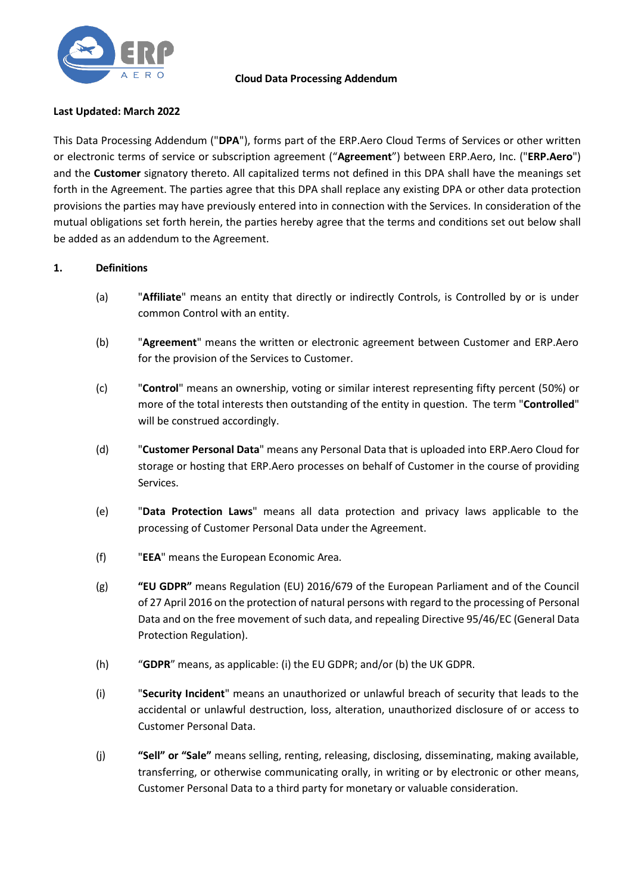# Cloud Data Processing Addendum

**Last Updated: March 2022**

This Data Processing Addendum ("**DPA**"), forms part of the ERP.Aero Cloud Terms of Services or other written or electronic terms of service or subscription agreement ("**Agreement**") between ERP.Aero, Inc. ("**ERP.Aero**") and the **Customer** signatory thereto. All capitalized terms not defined in this DPA shall have the meanings set forth in the Agreement. The parties agree that this DPA shall replace any existing DPA or other data protection provisions the parties may have previously entered into in connection with the Services. In consideration of the mutual obligations set forth herein, the parties hereby agree that the terms and conditions set out below shall be added as an addendum to the Agreement.

## 1. Definitions

(a) "**Affiliate**" means an entity that directly or indirectly Controls, is Controlled by or is under common Control with an entity.

(b) "**Agreement**" means the written or electronic agreement between Customer and ERP.Aero for the provision of the Services to Customer.

(c) "**Control**" means an ownership, voting or similar interest representing fifty percent (50%) or more of the total interests then outstanding of the entity in question. The term "**Controlled**" will be construed accordingly.

(d) "**Customer Personal Data**" means any Personal Data that is uploaded into ERP.Aero Cloud for storage or hosting that ERP.Aero processes on behalf of Customer in the course of providing Services.

(e) "**Data Protection Laws**" means all data protection and privacy laws applicable to the processing of Customer Personal Data under the Agreement.

(f) "**EEA**" means the European Economic Area.

(g) **"EU GDPR"** means Regulation (EU) 2016/679 of the European Parliament and of the Council of 27 April 2016 on the protection of natural persons with regard to the processing of Personal Data and on the free movement of such data, and repealing Directive 95/46/EC (General Data Protection Regulation).

(h) "**GDPR**" means, as applicable: (i) the EU GDPR; and/or (b) the UK GDPR.

(i) "**Security Incident**" means an unauthorized or unlawful breach of security that leads to the accidental or unlawful destruction, loss, alteration, unauthorized disclosure of or access to Customer Personal Data.

(j) **"Sell" or "Sale"** means selling, renting, releasing, disclosing, disseminating, making available, transferring, or otherwise communicating orally, in writing or by electronic or other means, Customer Personal Data to a third party for monetary or valuable consideration.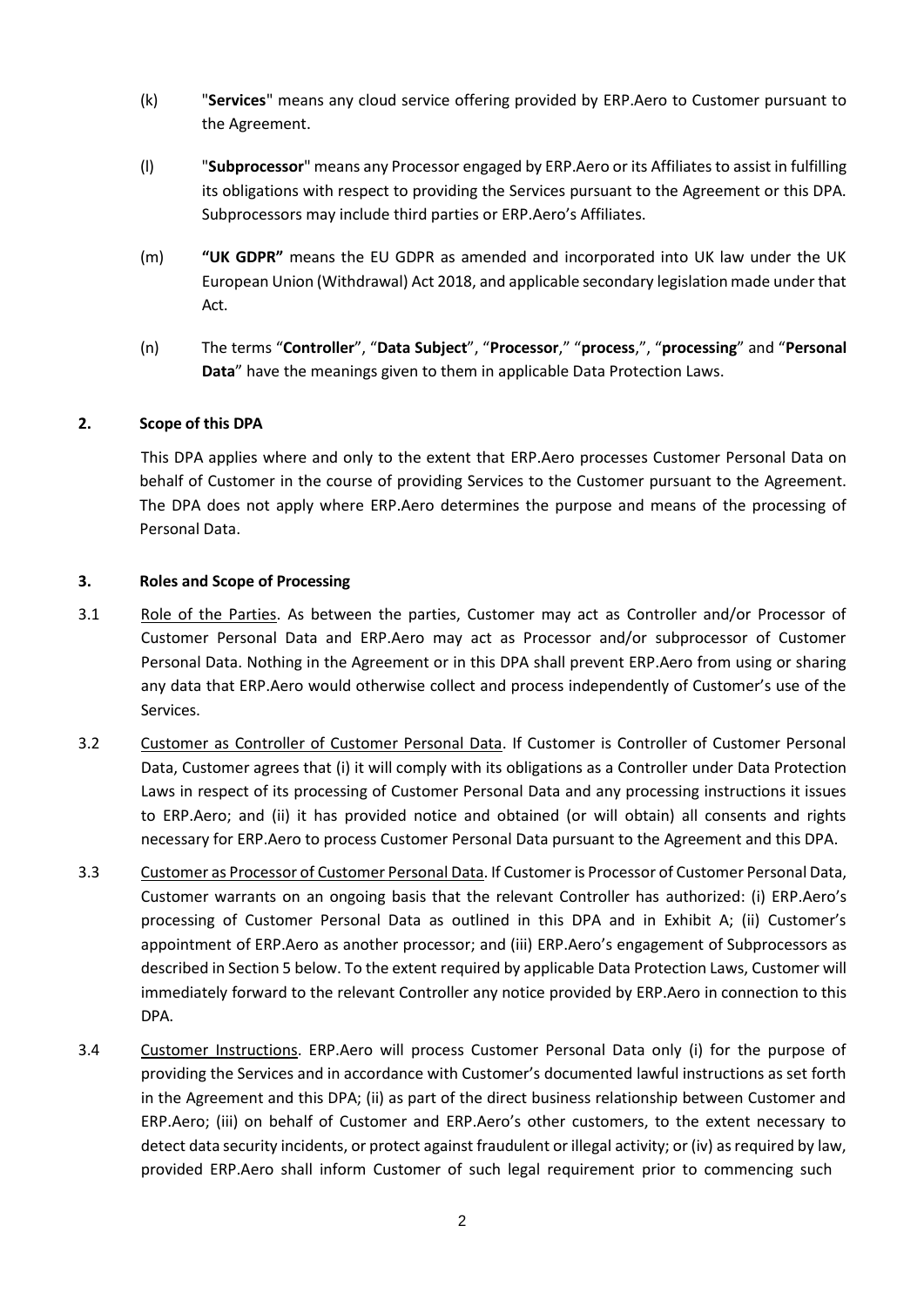(k) "**Services**" means any cloud service offering provided by ERP.Aero to Customer pursuant to the Agreement.

(l) "**Subprocessor**" means any Processor engaged by ERP.Aero or its Affiliates to assist in fulfilling its obligations with respect to providing the Services pursuant to the Agreement or this DPA. Subprocessors may include third parties or ERP.Aero's Affiliates.

(m) **"UK GDPR"** means the EU GDPR as amended and incorporated into UK law under the UK European Union (Withdrawal) Act 2018, and applicable secondary legislation made under that Act.

(n) The terms "**Controller**", "**Data Subject**", "**Processor**," "**process**,", "**processing**" and "**Personal Data**" have the meanings given to them in applicable Data Protection Laws.

## 2. Scope of this DPA

This DPA applies where and only to the extent that ERP.Aero processes Customer Personal Data on behalf of Customer in the course of providing Services to the Customer pursuant to the Agreement. The DPA does not apply where ERP.Aero determines the purpose and means of the processing of Personal Data.

## 3. Roles and Scope of Processing

3.1 Role of the Parties. As between the parties, Customer may act as Controller and/or Processor of Customer Personal Data and ERP.Aero may act as Processor and/or subprocessor of Customer Personal Data. Nothing in the Agreement or in this DPA shall prevent ERP.Aero from using or sharing any data that ERP.Aero would otherwise collect and process independently of Customer's use of the Services.

3.2 Customer as Controller of Customer Personal Data. If Customer is Controller of Customer Personal Data, Customer agrees that (i) it will comply with its obligations as a Controller under Data Protection Laws in respect of its processing of Customer Personal Data and any processing instructions it issues to ERP.Aero; and (ii) it has provided notice and obtained (or will obtain) all consents and rights necessary for ERP.Aero to process Customer Personal Data pursuant to the Agreement and this DPA.

3.3 Customer as Processor of Customer Personal Data. If Customer is Processor of Customer Personal Data, Customer warrants on an ongoing basis that the relevant Controller has authorized: (i) ERP.Aero's processing of Customer Personal Data as outlined in this DPA and in Exhibit A; (ii) Customer's appointment of ERP.Aero as another processor; and (iii) ERP.Aero's engagement of Subprocessors as described in Section 5 below. To the extent required by applicable Data Protection Laws, Customer will immediately forward to the relevant Controller any notice provided by ERP.Aero in connection to this DPA.

3.4 Customer Instructions. ERP.Aero will process Customer Personal Data only (i) for the purpose of providing the Services and in accordance with Customer's documented lawful instructions as set forth in the Agreement and this DPA; (ii) as part of the direct business relationship between Customer and ERP.Aero; (iii) on behalf of Customer and ERP.Aero's other customers, to the extent necessary to detect data security incidents, or protect against fraudulent or illegal activity; or (iv) as required by law, provided ERP.Aero shall inform Customer of such legal requirement prior to commencing such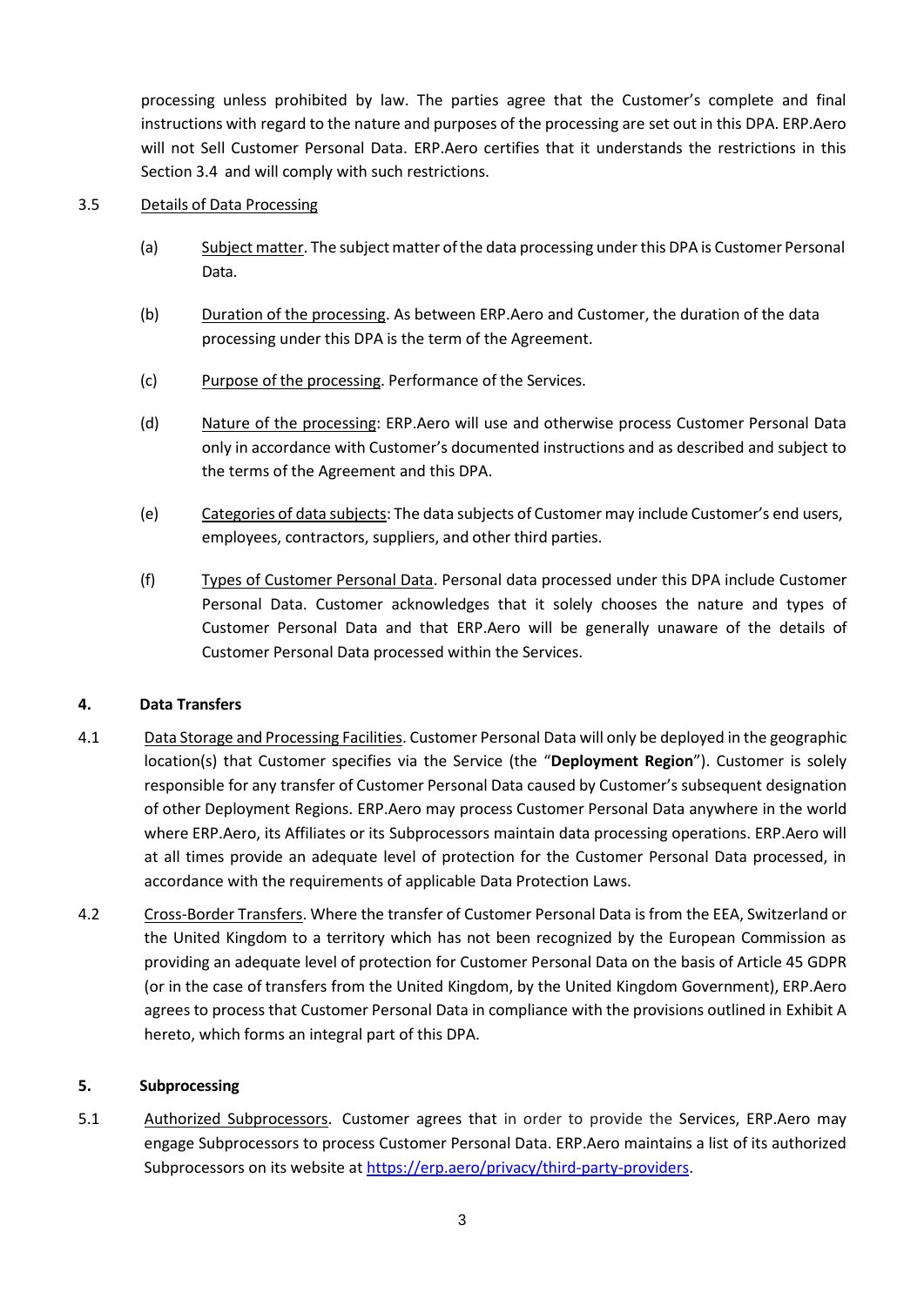processing unless prohibited by law. The parties agree that the Customer's complete and final instructions with regard to the nature and purposes of the processing are set out in this DPA. ERP.Aero will not Sell Customer Personal Data. ERP.Aero certifies that it understands the restrictions in this Section 3.4 and will comply with such restrictions.

3.5 Details of Data Processing

(a) Subject matter. The subject matter of the data processing under this DPA is Customer Personal Data.

(b) Duration of the processing. As between ERP.Aero and Customer, the duration of the data processing under this DPA is the term of the Agreement.

(c) Purpose of the processing. Performance of the Services.

(d) Nature of the processing: ERP.Aero will use and otherwise process Customer Personal Data only in accordance with Customer's documented instructions and as described and subject to the terms of the Agreement and this DPA.

(e) Categories of data subjects: The data subjects of Customer may include Customer's end users, employees, contractors, suppliers, and other third parties.

(f) Types of Customer Personal Data. Personal data processed under this DPA include Customer Personal Data. Customer acknowledges that it solely chooses the nature and types of Customer Personal Data and that ERP.Aero will be generally unaware of the details of Customer Personal Data processed within the Services.

## 4. Data Transfers

4.1 Data Storage and Processing Facilities. Customer Personal Data will only be deployed in the geographic location(s) that Customer specifies via the Service (the "**Deployment Region**"). Customer is solely responsible for any transfer of Customer Personal Data caused by Customer's subsequent designation of other Deployment Regions. ERP.Aero may process Customer Personal Data anywhere in the world where ERP.Aero, its Affiliates or its Subprocessors maintain data processing operations. ERP.Aero will at all times provide an adequate level of protection for the Customer Personal Data processed, in accordance with the requirements of applicable Data Protection Laws.

4.2 Cross-Border Transfers. Where the transfer of Customer Personal Data is from the EEA, Switzerland or the United Kingdom to a territory which has not been recognized by the European Commission as providing an adequate level of protection for Customer Personal Data on the basis of Article 45 GDPR (or in the case of transfers from the United Kingdom, by the United Kingdom Government), ERP.Aero agrees to process that Customer Personal Data in compliance with the provisions outlined in Exhibit A hereto, which forms an integral part of this DPA.

## 5. Subprocessing

5.1 Authorized Subprocessors. Customer agrees that in order to provide the Services, ERP.Aero may engage Subprocessors to process Customer Personal Data. ERP.Aero maintains a list of its authorized Subprocessors on its website at [https://erp.aero/privacy/third-party-providers](https://erp.aero/privacy/third-party-providers).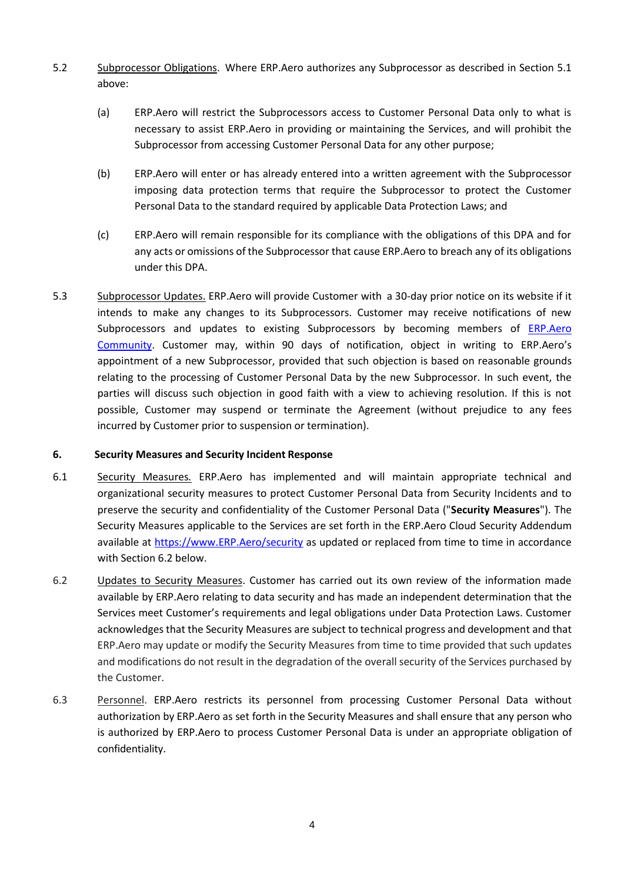5.2 Subprocessor Obligations. Where ERP.Aero authorizes any Subprocessor as described in Section 5.1 above:

(a) ERP.Aero will restrict the Subprocessors access to Customer Personal Data only to what is necessary to assist ERP.Aero in providing or maintaining the Services, and will prohibit the Subprocessor from accessing Customer Personal Data for any other purpose;

(b) ERP.Aero will enter or has already entered into a written agreement with the Subprocessor imposing data protection terms that require the Subprocessor to protect the Customer Personal Data to the standard required by applicable Data Protection Laws; and

(c) ERP.Aero will remain responsible for its compliance with the obligations of this DPA and for any acts or omissions of the Subprocessor that cause ERP.Aero to breach any of its obligations under this DPA.

5.3 Subprocessor Updates. ERP.Aero will provide Customer with a 30-day prior notice on its website if it intends to make any changes to its Subprocessors. Customer may receive notifications of new Subprocessors and updates to existing Subprocessors by becoming members of [ERP.Aero Community](). Customer may, within 90 days of notification, object in writing to ERP.Aero's appointment of a new Subprocessor, provided that such objection is based on reasonable grounds relating to the processing of Customer Personal Data by the new Subprocessor. In such event, the parties will discuss such objection in good faith with a view to achieving resolution. If this is not possible, Customer may suspend or terminate the Agreement (without prejudice to any fees incurred by Customer prior to suspension or termination).

## 6. Security Measures and Security Incident Response

6.1 Security Measures. ERP.Aero has implemented and will maintain appropriate technical and organizational security measures to protect Customer Personal Data from Security Incidents and to preserve the security and confidentiality of the Customer Personal Data ("**Security Measures**"). The Security Measures applicable to the Services are set forth in the ERP.Aero Cloud Security Addendum available at [https://www.ERP.Aero/security](https://www.ERP.Aero/security) as updated or replaced from time to time in accordance with Section 6.2 below.

6.2 Updates to Security Measures. Customer has carried out its own review of the information made available by ERP.Aero relating to data security and has made an independent determination that the Services meet Customer's requirements and legal obligations under Data Protection Laws. Customer acknowledges that the Security Measures are subject to technical progress and development and that ERP.Aero may update or modify the Security Measures from time to time provided that such updates and modifications do not result in the degradation of the overall security of the Services purchased by the Customer.

6.3 Personnel. ERP.Aero restricts its personnel from processing Customer Personal Data without authorization by ERP.Aero as set forth in the Security Measures and shall ensure that any person who is authorized by ERP.Aero to process Customer Personal Data is under an appropriate obligation of confidentiality.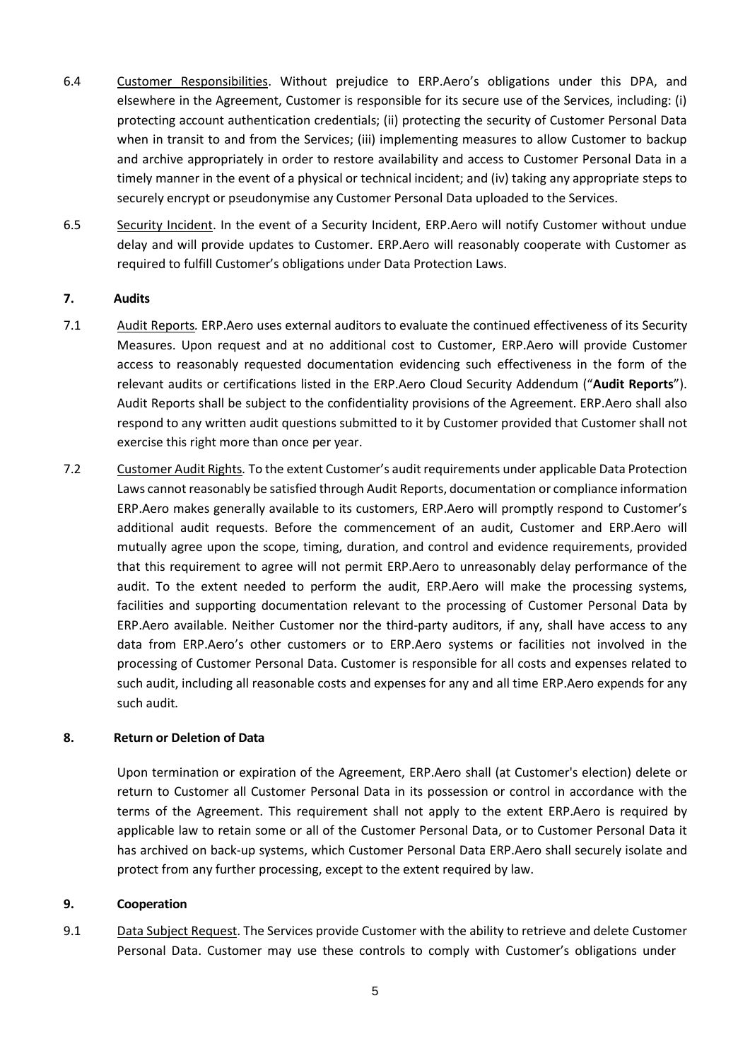6.4 Customer Responsibilities. Without prejudice to ERP.Aero's obligations under this DPA, and elsewhere in the Agreement, Customer is responsible for its secure use of the Services, including: (i) protecting account authentication credentials; (ii) protecting the security of Customer Personal Data when in transit to and from the Services; (iii) implementing measures to allow Customer to backup and archive appropriately in order to restore availability and access to Customer Personal Data in a timely manner in the event of a physical or technical incident; and (iv) taking any appropriate steps to securely encrypt or pseudonymise any Customer Personal Data uploaded to the Services.

6.5 Security Incident. In the event of a Security Incident, ERP.Aero will notify Customer without undue delay and will provide updates to Customer. ERP.Aero will reasonably cooperate with Customer as required to fulfill Customer's obligations under Data Protection Laws.

## 7. Audits

7.1 Audit Reports. ERP.Aero uses external auditors to evaluate the continued effectiveness of its Security Measures. Upon request and at no additional cost to Customer, ERP.Aero will provide Customer access to reasonably requested documentation evidencing such effectiveness in the form of the relevant audits or certifications listed in the ERP.Aero Cloud Security Addendum ("**Audit Reports**"). Audit Reports shall be subject to the confidentiality provisions of the Agreement. ERP.Aero shall also respond to any written audit questions submitted to it by Customer provided that Customer shall not exercise this right more than once per year.

7.2 Customer Audit Rights. To the extent Customer's audit requirements under applicable Data Protection Laws cannot reasonably be satisfied through Audit Reports, documentation or compliance information ERP.Aero makes generally available to its customers, ERP.Aero will promptly respond to Customer's additional audit requests. Before the commencement of an audit, Customer and ERP.Aero will mutually agree upon the scope, timing, duration, and control and evidence requirements, provided that this requirement to agree will not permit ERP.Aero to unreasonably delay performance of the audit. To the extent needed to perform the audit, ERP.Aero will make the processing systems, facilities and supporting documentation relevant to the processing of Customer Personal Data by ERP.Aero available. Neither Customer nor the third-party auditors, if any, shall have access to any data from ERP.Aero's other customers or to ERP.Aero systems or facilities not involved in the processing of Customer Personal Data. Customer is responsible for all costs and expenses related to such audit, including all reasonable costs and expenses for any and all time ERP.Aero expends for any such audit.

## 8. Return or Deletion of Data

Upon termination or expiration of the Agreement, ERP.Aero shall (at Customer's election) delete or return to Customer all Customer Personal Data in its possession or control in accordance with the terms of the Agreement. This requirement shall not apply to the extent ERP.Aero is required by applicable law to retain some or all of the Customer Personal Data, or to Customer Personal Data it has archived on back-up systems, which Customer Personal Data ERP.Aero shall securely isolate and protect from any further processing, except to the extent required by law.

## 9. Cooperation

9.1 Data Subject Request. The Services provide Customer with the ability to retrieve and delete Customer Personal Data. Customer may use these controls to comply with Customer's obligations under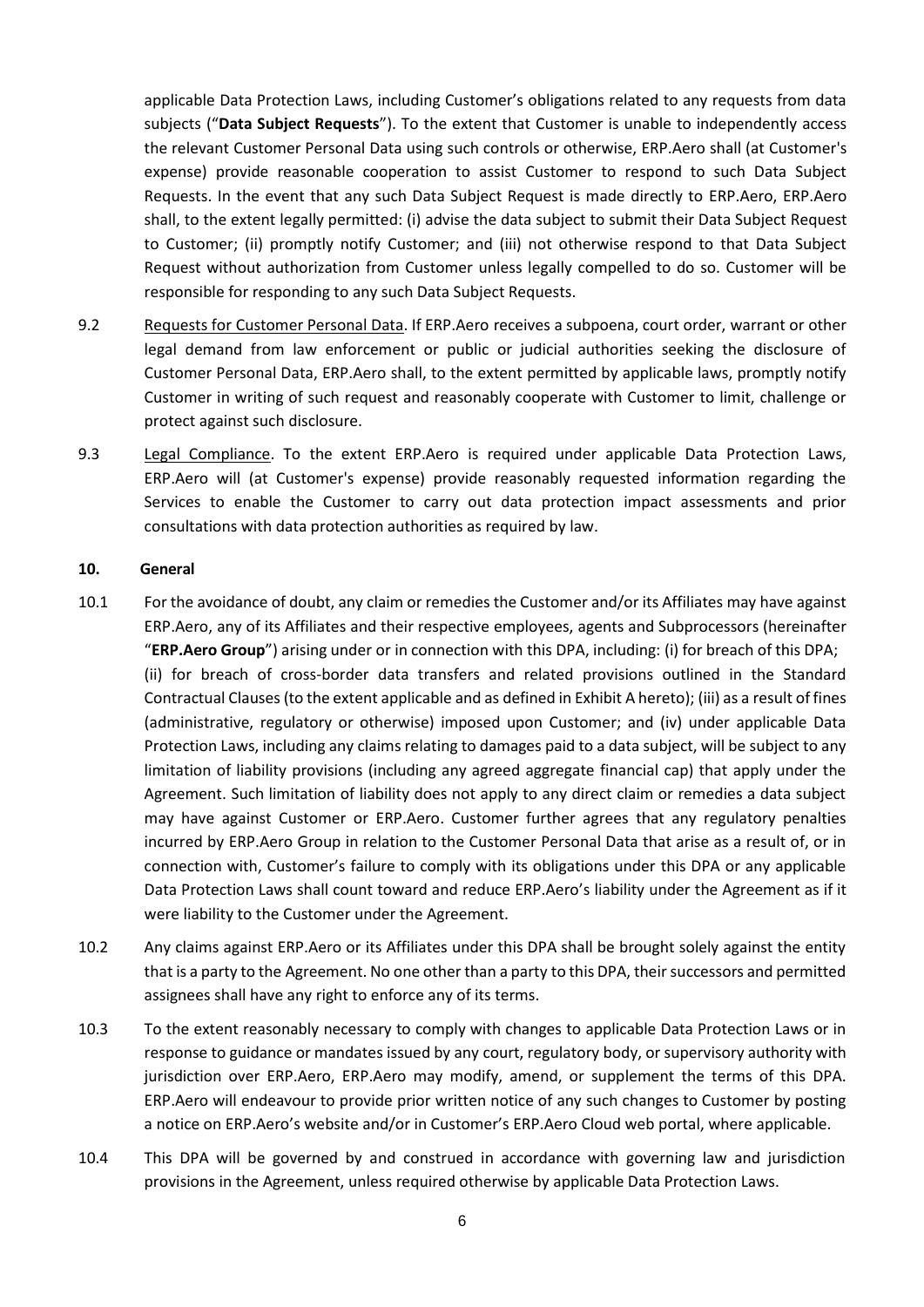applicable Data Protection Laws, including Customer's obligations related to any requests from data subjects ("**Data Subject Requests**"). To the extent that Customer is unable to independently access the relevant Customer Personal Data using such controls or otherwise, ERP.Aero shall (at Customer's expense) provide reasonable cooperation to assist Customer to respond to such Data Subject Requests. In the event that any such Data Subject Request is made directly to ERP.Aero, ERP.Aero shall, to the extent legally permitted: (i) advise the data subject to submit their Data Subject Request to Customer; (ii) promptly notify Customer; and (iii) not otherwise respond to that Data Subject Request without authorization from Customer unless legally compelled to do so. Customer will be responsible for responding to any such Data Subject Requests.

9.2 Requests for Customer Personal Data. If ERP.Aero receives a subpoena, court order, warrant or other legal demand from law enforcement or public or judicial authorities seeking the disclosure of Customer Personal Data, ERP.Aero shall, to the extent permitted by applicable laws, promptly notify Customer in writing of such request and reasonably cooperate with Customer to limit, challenge or protect against such disclosure.

9.3 Legal Compliance. To the extent ERP.Aero is required under applicable Data Protection Laws, ERP.Aero will (at Customer's expense) provide reasonably requested information regarding the Services to enable the Customer to carry out data protection impact assessments and prior consultations with data protection authorities as required by law.

**10. General**

10.1 For the avoidance of doubt, any claim or remedies the Customer and/or its Affiliates may have against ERP.Aero, any of its Affiliates and their respective employees, agents and Subprocessors (hereinafter "**ERP.Aero Group**") arising under or in connection with this DPA, including: (i) for breach of this DPA; (ii) for breach of cross-border data transfers and related provisions outlined in the Standard Contractual Clauses (to the extent applicable and as defined in Exhibit A hereto); (iii) as a result of fines (administrative, regulatory or otherwise) imposed upon Customer; and (iv) under applicable Data Protection Laws, including any claims relating to damages paid to a data subject, will be subject to any limitation of liability provisions (including any agreed aggregate financial cap) that apply under the Agreement. Such limitation of liability does not apply to any direct claim or remedies a data subject may have against Customer or ERP.Aero. Customer further agrees that any regulatory penalties incurred by ERP.Aero Group in relation to the Customer Personal Data that arise as a result of, or in connection with, Customer's failure to comply with its obligations under this DPA or any applicable Data Protection Laws shall count toward and reduce ERP.Aero's liability under the Agreement as if it were liability to the Customer under the Agreement.

10.2 Any claims against ERP.Aero or its Affiliates under this DPA shall be brought solely against the entity that is a party to the Agreement. No one other than a party to this DPA, their successors and permitted assignees shall have any right to enforce any of its terms.

10.3 To the extent reasonably necessary to comply with changes to applicable Data Protection Laws or in response to guidance or mandates issued by any court, regulatory body, or supervisory authority with jurisdiction over ERP.Aero, ERP.Aero may modify, amend, or supplement the terms of this DPA. ERP.Aero will endeavour to provide prior written notice of any such changes to Customer by posting a notice on ERP.Aero's website and/or in Customer's ERP.Aero Cloud web portal, where applicable.

10.4 This DPA will be governed by and construed in accordance with governing law and jurisdiction provisions in the Agreement, unless required otherwise by applicable Data Protection Laws.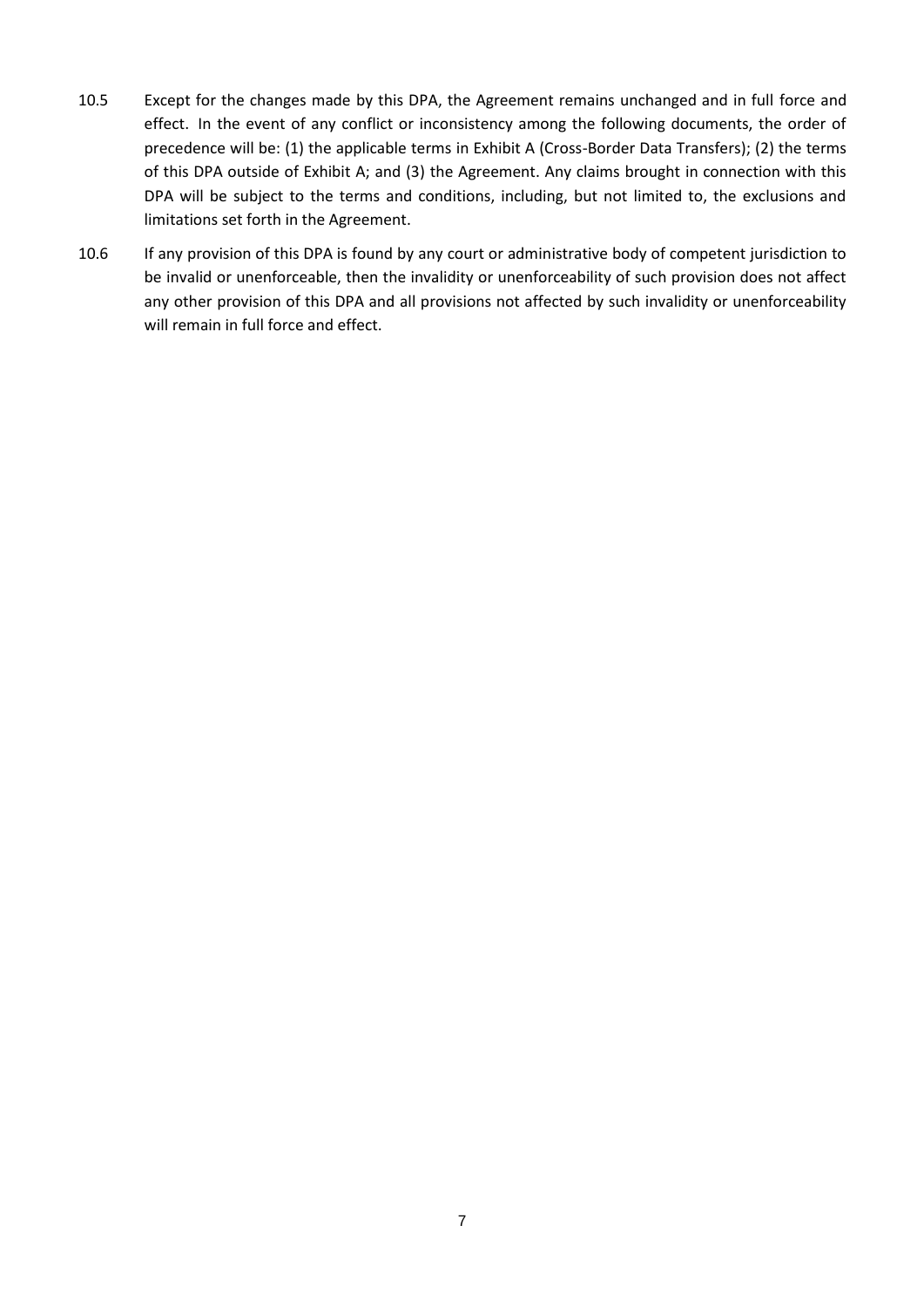10.5 Except for the changes made by this DPA, the Agreement remains unchanged and in full force and effect. In the event of any conflict or inconsistency among the following documents, the order of precedence will be: (1) the applicable terms in Exhibit A (Cross-Border Data Transfers); (2) the terms of this DPA outside of Exhibit A; and (3) the Agreement. Any claims brought in connection with this DPA will be subject to the terms and conditions, including, but not limited to, the exclusions and limitations set forth in the Agreement.

10.6 If any provision of this DPA is found by any court or administrative body of competent jurisdiction to be invalid or unenforceable, then the invalidity or unenforceability of such provision does not affect any other provision of this DPA and all provisions not affected by such invalidity or unenforceability will remain in full force and effect.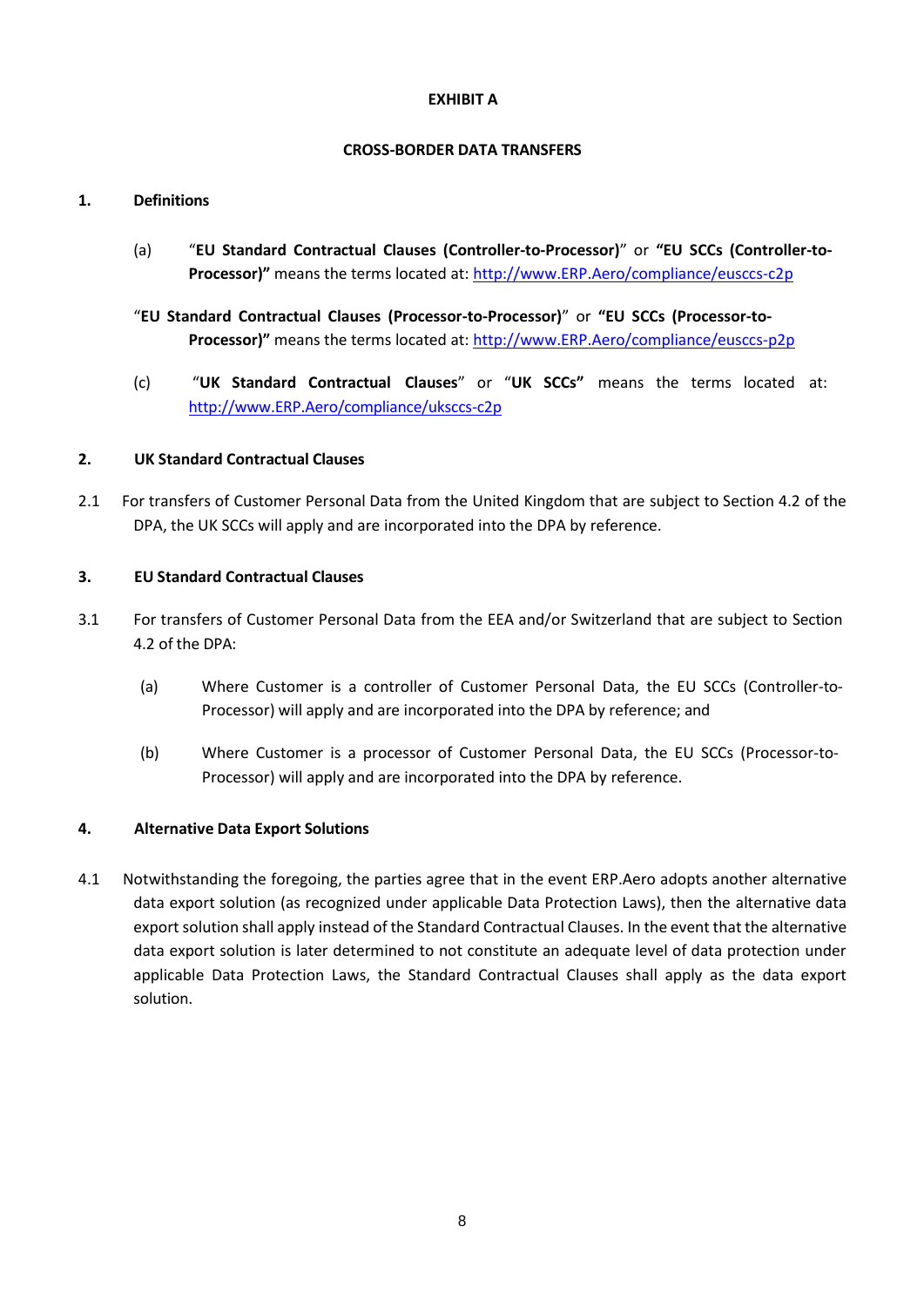**EXHIBIT A**

**CROSS-BORDER DATA TRANSFERS**

**1. Definitions**

(a) "**EU Standard Contractual Clauses (Controller-to-Processor)**" or **"EU SCCs (Controller-to-Processor)"** means the terms located at: http://www.ERP.Aero/compliance/eusccs-c2p

"**EU Standard Contractual Clauses (Processor-to-Processor)**" or **"EU SCCs (Processor-to-Processor)"** means the terms located at: http://www.ERP.Aero/compliance/eusccs-p2p

(c) "**UK Standard Contractual Clauses**" or "**UK SCCs"** means the terms located at: http://www.ERP.Aero/compliance/uksccs-c2p

**2. UK Standard Contractual Clauses**

2.1 For transfers of Customer Personal Data from the United Kingdom that are subject to Section 4.2 of the DPA, the UK SCCs will apply and are incorporated into the DPA by reference.

**3. EU Standard Contractual Clauses**

3.1 For transfers of Customer Personal Data from the EEA and/or Switzerland that are subject to Section 4.2 of the DPA:

(a) Where Customer is a controller of Customer Personal Data, the EU SCCs (Controller-to-Processor) will apply and are incorporated into the DPA by reference; and

(b) Where Customer is a processor of Customer Personal Data, the EU SCCs (Processor-to-Processor) will apply and are incorporated into the DPA by reference.

**4. Alternative Data Export Solutions**

4.1 Notwithstanding the foregoing, the parties agree that in the event ERP.Aero adopts another alternative data export solution (as recognized under applicable Data Protection Laws), then the alternative data export solution shall apply instead of the Standard Contractual Clauses. In the event that the alternative data export solution is later determined to not constitute an adequate level of data protection under applicable Data Protection Laws, the Standard Contractual Clauses shall apply as the data export solution.